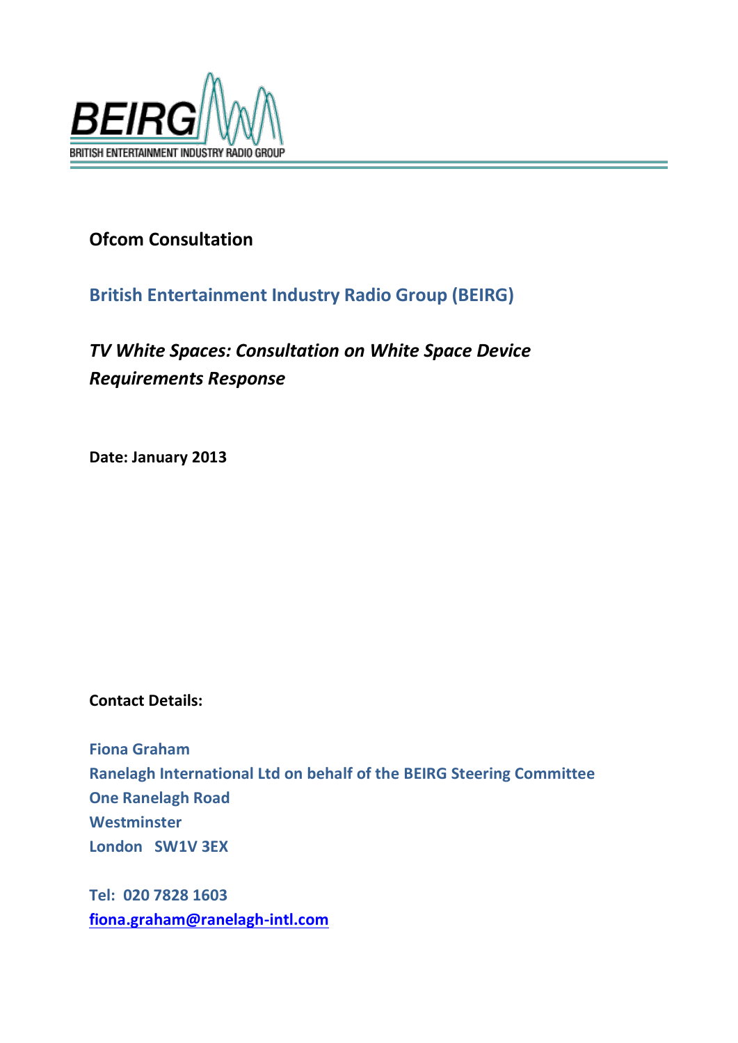BEIRG

BRITISH ENTERTAINMENT INDUSTRY RADIO GROUP

**Ofcom Consultation**

**British Entertainment Industry Radio Group (BEIRG)**

***TV White Spaces: Consultation on White Space Device Requirements Response***

**Date: January 2013**

**Contact Details:**

**Fiona Graham**
**Ranelagh International Ltd on behalf of the BEIRG Steering Committee**
**One Ranelagh Road**
**Westminster**
**London SW1V 3EX**

**Tel: 020 7828 1603**
**fiona.graham@ranelagh-intl.com**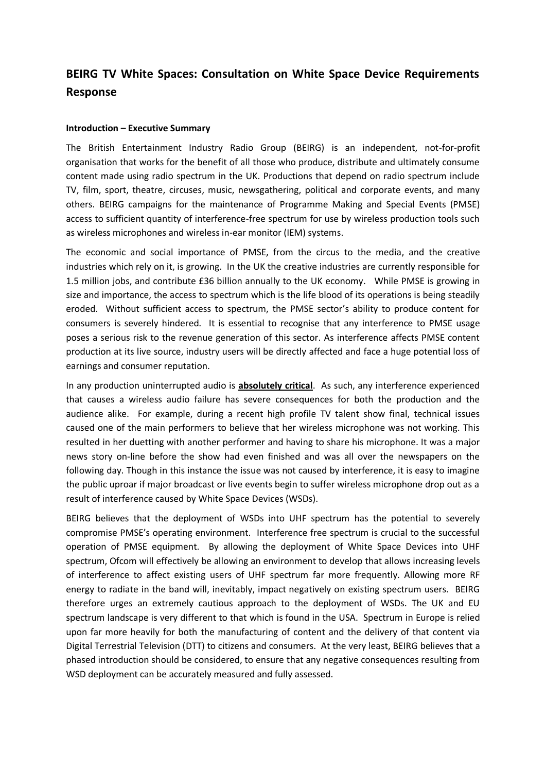# BEIRG TV White Spaces: Consultation on White Space Device Requirements Response

**Introduction – Executive Summary**

The British Entertainment Industry Radio Group (BEIRG) is an independent, not-for-profit organisation that works for the benefit of all those who produce, distribute and ultimately consume content made using radio spectrum in the UK. Productions that depend on radio spectrum include TV, film, sport, theatre, circuses, music, newsgathering, political and corporate events, and many others. BEIRG campaigns for the maintenance of Programme Making and Special Events (PMSE) access to sufficient quantity of interference-free spectrum for use by wireless production tools such as wireless microphones and wireless in-ear monitor (IEM) systems.

The economic and social importance of PMSE, from the circus to the media, and the creative industries which rely on it, is growing. In the UK the creative industries are currently responsible for 1.5 million jobs, and contribute £36 billion annually to the UK economy. While PMSE is growing in size and importance, the access to spectrum which is the life blood of its operations is being steadily eroded. Without sufficient access to spectrum, the PMSE sector's ability to produce content for consumers is severely hindered. It is essential to recognise that any interference to PMSE usage poses a serious risk to the revenue generation of this sector. As interference affects PMSE content production at its live source, industry users will be directly affected and face a huge potential loss of earnings and consumer reputation.

In any production uninterrupted audio is **absolutely critical**. As such, any interference experienced that causes a wireless audio failure has severe consequences for both the production and the audience alike. For example, during a recent high profile TV talent show final, technical issues caused one of the main performers to believe that her wireless microphone was not working. This resulted in her duetting with another performer and having to share his microphone. It was a major news story on-line before the show had even finished and was all over the newspapers on the following day. Though in this instance the issue was not caused by interference, it is easy to imagine the public uproar if major broadcast or live events begin to suffer wireless microphone drop out as a result of interference caused by White Space Devices (WSDs).

BEIRG believes that the deployment of WSDs into UHF spectrum has the potential to severely compromise PMSE's operating environment. Interference free spectrum is crucial to the successful operation of PMSE equipment. By allowing the deployment of White Space Devices into UHF spectrum, Ofcom will effectively be allowing an environment to develop that allows increasing levels of interference to affect existing users of UHF spectrum far more frequently. Allowing more RF energy to radiate in the band will, inevitably, impact negatively on existing spectrum users. BEIRG therefore urges an extremely cautious approach to the deployment of WSDs. The UK and EU spectrum landscape is very different to that which is found in the USA. Spectrum in Europe is relied upon far more heavily for both the manufacturing of content and the delivery of that content via Digital Terrestrial Television (DTT) to citizens and consumers. At the very least, BEIRG believes that a phased introduction should be considered, to ensure that any negative consequences resulting from WSD deployment can be accurately measured and fully assessed.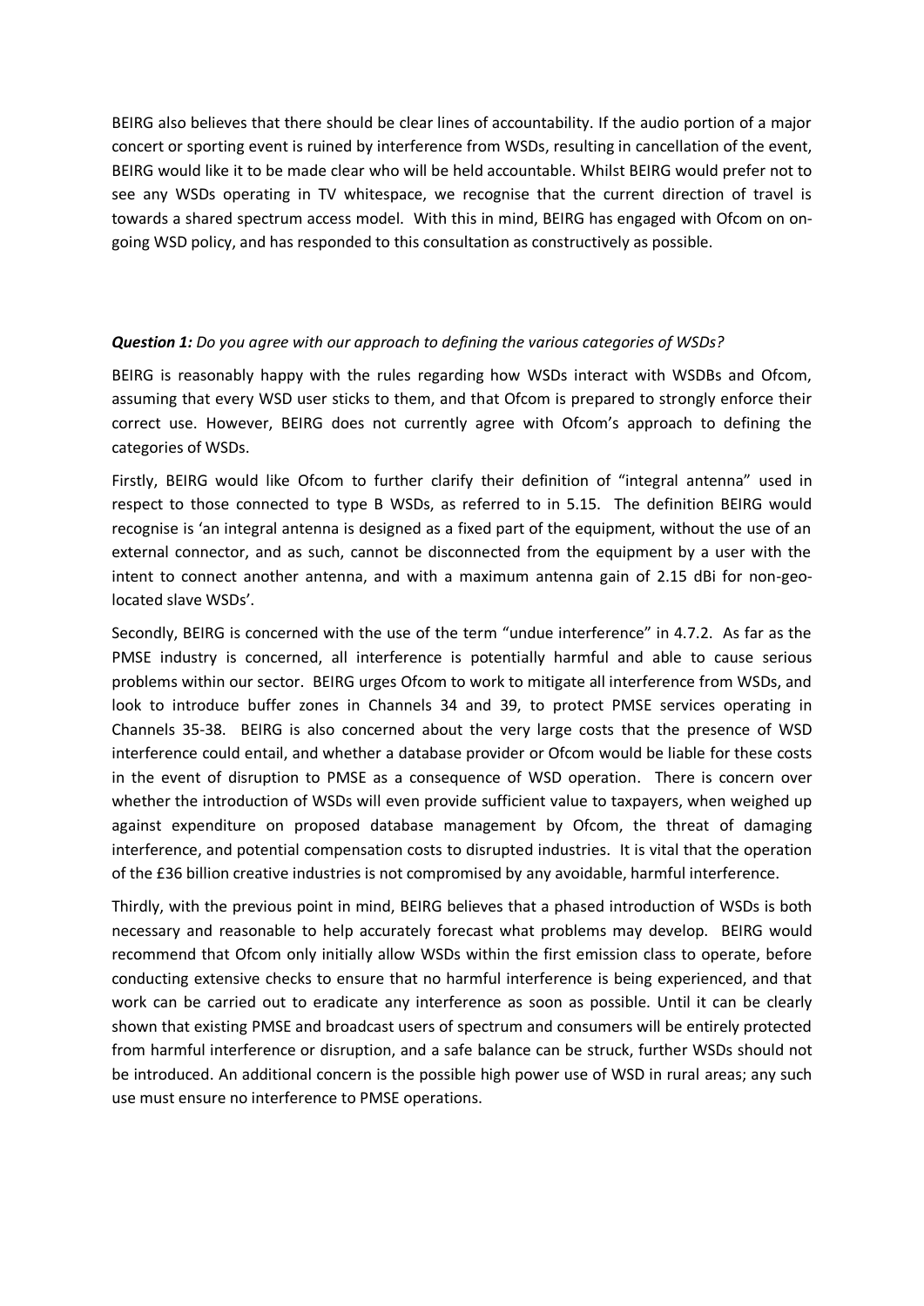BEIRG also believes that there should be clear lines of accountability. If the audio portion of a major concert or sporting event is ruined by interference from WSDs, resulting in cancellation of the event, BEIRG would like it to be made clear who will be held accountable. Whilst BEIRG would prefer not to see any WSDs operating in TV whitespace, we recognise that the current direction of travel is towards a shared spectrum access model. With this in mind, BEIRG has engaged with Ofcom on on-going WSD policy, and has responded to this consultation as constructively as possible.

***Question 1:*** *Do you agree with our approach to defining the various categories of WSDs?*

BEIRG is reasonably happy with the rules regarding how WSDs interact with WSDBs and Ofcom, assuming that every WSD user sticks to them, and that Ofcom is prepared to strongly enforce their correct use. However, BEIRG does not currently agree with Ofcom's approach to defining the categories of WSDs.

Firstly, BEIRG would like Ofcom to further clarify their definition of "integral antenna" used in respect to those connected to type B WSDs, as referred to in 5.15. The definition BEIRG would recognise is 'an integral antenna is designed as a fixed part of the equipment, without the use of an external connector, and as such, cannot be disconnected from the equipment by a user with the intent to connect another antenna, and with a maximum antenna gain of 2.15 dBi for non-geo-located slave WSDs'.

Secondly, BEIRG is concerned with the use of the term "undue interference" in 4.7.2. As far as the PMSE industry is concerned, all interference is potentially harmful and able to cause serious problems within our sector. BEIRG urges Ofcom to work to mitigate all interference from WSDs, and look to introduce buffer zones in Channels 34 and 39, to protect PMSE services operating in Channels 35-38. BEIRG is also concerned about the very large costs that the presence of WSD interference could entail, and whether a database provider or Ofcom would be liable for these costs in the event of disruption to PMSE as a consequence of WSD operation. There is concern over whether the introduction of WSDs will even provide sufficient value to taxpayers, when weighed up against expenditure on proposed database management by Ofcom, the threat of damaging interference, and potential compensation costs to disrupted industries. It is vital that the operation of the £36 billion creative industries is not compromised by any avoidable, harmful interference.

Thirdly, with the previous point in mind, BEIRG believes that a phased introduction of WSDs is both necessary and reasonable to help accurately forecast what problems may develop. BEIRG would recommend that Ofcom only initially allow WSDs within the first emission class to operate, before conducting extensive checks to ensure that no harmful interference is being experienced, and that work can be carried out to eradicate any interference as soon as possible. Until it can be clearly shown that existing PMSE and broadcast users of spectrum and consumers will be entirely protected from harmful interference or disruption, and a safe balance can be struck, further WSDs should not be introduced. An additional concern is the possible high power use of WSD in rural areas; any such use must ensure no interference to PMSE operations.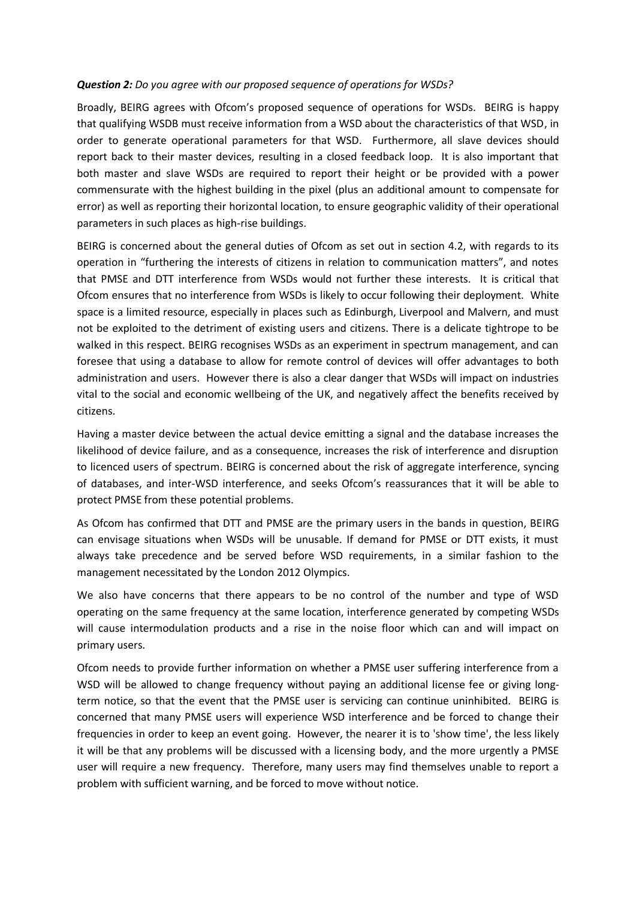***Question 2:*** *Do you agree with our proposed sequence of operations for WSDs?*

Broadly, BEIRG agrees with Ofcom's proposed sequence of operations for WSDs. BEIRG is happy that qualifying WSDB must receive information from a WSD about the characteristics of that WSD, in order to generate operational parameters for that WSD. Furthermore, all slave devices should report back to their master devices, resulting in a closed feedback loop. It is also important that both master and slave WSDs are required to report their height or be provided with a power commensurate with the highest building in the pixel (plus an additional amount to compensate for error) as well as reporting their horizontal location, to ensure geographic validity of their operational parameters in such places as high-rise buildings.

BEIRG is concerned about the general duties of Ofcom as set out in section 4.2, with regards to its operation in "furthering the interests of citizens in relation to communication matters", and notes that PMSE and DTT interference from WSDs would not further these interests. It is critical that Ofcom ensures that no interference from WSDs is likely to occur following their deployment. White space is a limited resource, especially in places such as Edinburgh, Liverpool and Malvern, and must not be exploited to the detriment of existing users and citizens. There is a delicate tightrope to be walked in this respect. BEIRG recognises WSDs as an experiment in spectrum management, and can foresee that using a database to allow for remote control of devices will offer advantages to both administration and users. However there is also a clear danger that WSDs will impact on industries vital to the social and economic wellbeing of the UK, and negatively affect the benefits received by citizens.

Having a master device between the actual device emitting a signal and the database increases the likelihood of device failure, and as a consequence, increases the risk of interference and disruption to licenced users of spectrum. BEIRG is concerned about the risk of aggregate interference, syncing of databases, and inter-WSD interference, and seeks Ofcom's reassurances that it will be able to protect PMSE from these potential problems.

As Ofcom has confirmed that DTT and PMSE are the primary users in the bands in question, BEIRG can envisage situations when WSDs will be unusable. If demand for PMSE or DTT exists, it must always take precedence and be served before WSD requirements, in a similar fashion to the management necessitated by the London 2012 Olympics.

We also have concerns that there appears to be no control of the number and type of WSD operating on the same frequency at the same location, interference generated by competing WSDs will cause intermodulation products and a rise in the noise floor which can and will impact on primary users.

Ofcom needs to provide further information on whether a PMSE user suffering interference from a WSD will be allowed to change frequency without paying an additional license fee or giving long-term notice, so that the event that the PMSE user is servicing can continue uninhibited. BEIRG is concerned that many PMSE users will experience WSD interference and be forced to change their frequencies in order to keep an event going. However, the nearer it is to 'show time', the less likely it will be that any problems will be discussed with a licensing body, and the more urgently a PMSE user will require a new frequency. Therefore, many users may find themselves unable to report a problem with sufficient warning, and be forced to move without notice.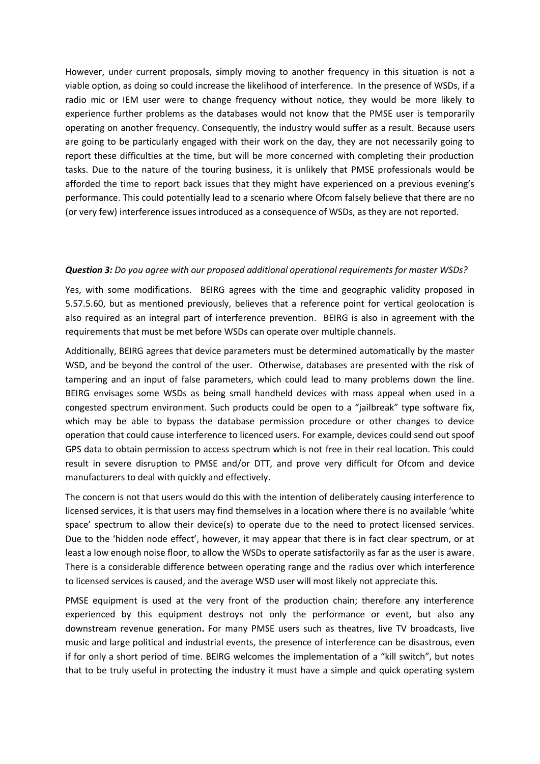However, under current proposals, simply moving to another frequency in this situation is not a viable option, as doing so could increase the likelihood of interference. In the presence of WSDs, if a radio mic or IEM user were to change frequency without notice, they would be more likely to experience further problems as the databases would not know that the PMSE user is temporarily operating on another frequency. Consequently, the industry would suffer as a result. Because users are going to be particularly engaged with their work on the day, they are not necessarily going to report these difficulties at the time, but will be more concerned with completing their production tasks. Due to the nature of the touring business, it is unlikely that PMSE professionals would be afforded the time to report back issues that they might have experienced on a previous evening's performance. This could potentially lead to a scenario where Ofcom falsely believe that there are no (or very few) interference issues introduced as a consequence of WSDs, as they are not reported.

***Question 3:*** *Do you agree with our proposed additional operational requirements for master WSDs?*

Yes, with some modifications. BEIRG agrees with the time and geographic validity proposed in 5.57.5.60, but as mentioned previously, believes that a reference point for vertical geolocation is also required as an integral part of interference prevention. BEIRG is also in agreement with the requirements that must be met before WSDs can operate over multiple channels.

Additionally, BEIRG agrees that device parameters must be determined automatically by the master WSD, and be beyond the control of the user. Otherwise, databases are presented with the risk of tampering and an input of false parameters, which could lead to many problems down the line. BEIRG envisages some WSDs as being small handheld devices with mass appeal when used in a congested spectrum environment. Such products could be open to a "jailbreak" type software fix, which may be able to bypass the database permission procedure or other changes to device operation that could cause interference to licenced users. For example, devices could send out spoof GPS data to obtain permission to access spectrum which is not free in their real location. This could result in severe disruption to PMSE and/or DTT, and prove very difficult for Ofcom and device manufacturers to deal with quickly and effectively.

The concern is not that users would do this with the intention of deliberately causing interference to licensed services, it is that users may find themselves in a location where there is no available 'white space' spectrum to allow their device(s) to operate due to the need to protect licensed services. Due to the 'hidden node effect', however, it may appear that there is in fact clear spectrum, or at least a low enough noise floor, to allow the WSDs to operate satisfactorily as far as the user is aware. There is a considerable difference between operating range and the radius over which interference to licensed services is caused, and the average WSD user will most likely not appreciate this.

PMSE equipment is used at the very front of the production chain; therefore any interference experienced by this equipment destroys not only the performance or event, but also any downstream revenue generation. For many PMSE users such as theatres, live TV broadcasts, live music and large political and industrial events, the presence of interference can be disastrous, even if for only a short period of time. BEIRG welcomes the implementation of a "kill switch", but notes that to be truly useful in protecting the industry it must have a simple and quick operating system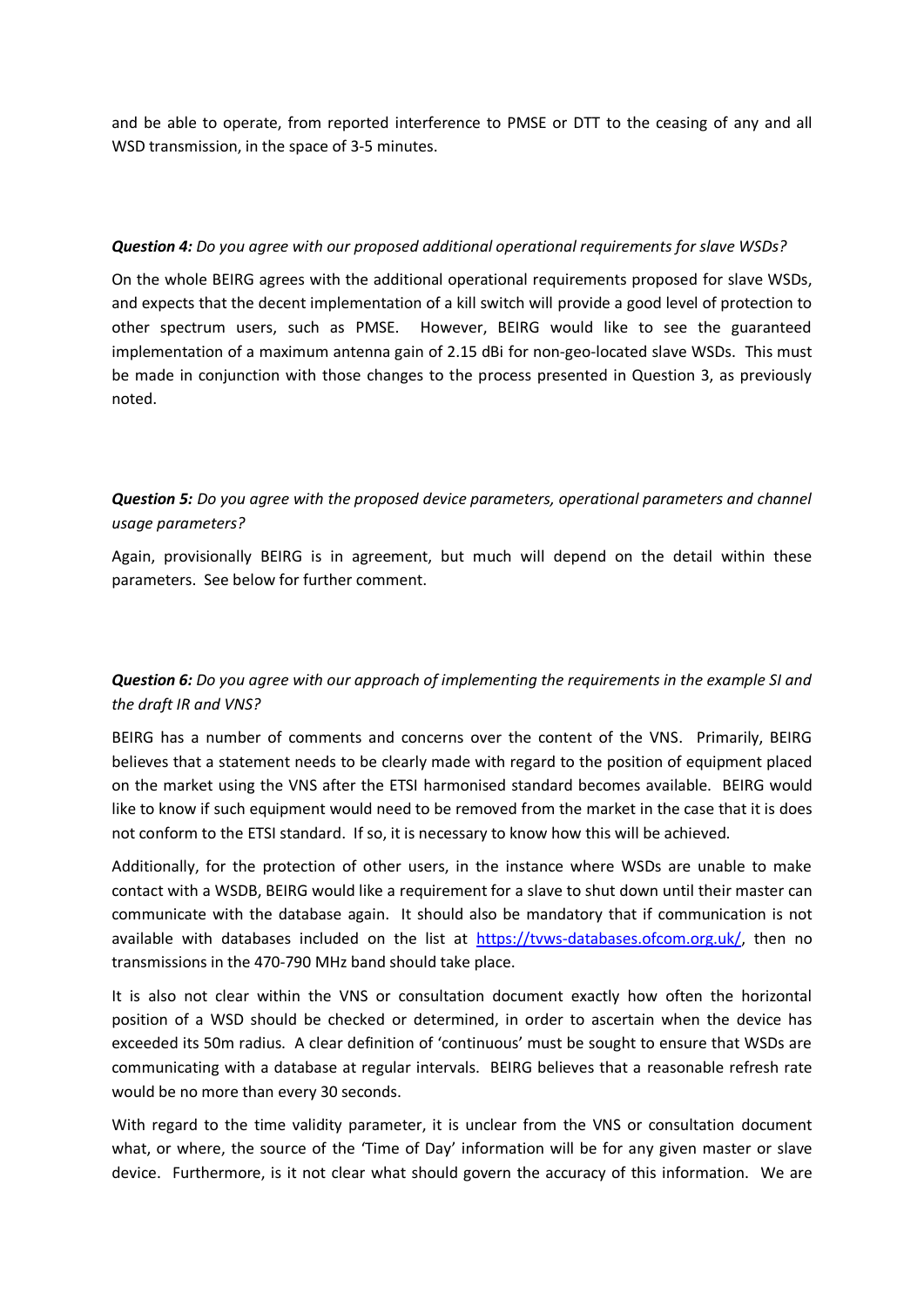and be able to operate, from reported interference to PMSE or DTT to the ceasing of any and all WSD transmission, in the space of 3-5 minutes.

***Question 4:*** *Do you agree with our proposed additional operational requirements for slave WSDs?*

On the whole BEIRG agrees with the additional operational requirements proposed for slave WSDs, and expects that the decent implementation of a kill switch will provide a good level of protection to other spectrum users, such as PMSE. However, BEIRG would like to see the guaranteed implementation of a maximum antenna gain of 2.15 dBi for non-geo-located slave WSDs. This must be made in conjunction with those changes to the process presented in Question 3, as previously noted.

***Question 5:*** *Do you agree with the proposed device parameters, operational parameters and channel usage parameters?*

Again, provisionally BEIRG is in agreement, but much will depend on the detail within these parameters. See below for further comment.

***Question 6:*** *Do you agree with our approach of implementing the requirements in the example SI and the draft IR and VNS?*

BEIRG has a number of comments and concerns over the content of the VNS. Primarily, BEIRG believes that a statement needs to be clearly made with regard to the position of equipment placed on the market using the VNS after the ETSI harmonised standard becomes available. BEIRG would like to know if such equipment would need to be removed from the market in the case that it is does not conform to the ETSI standard. If so, it is necessary to know how this will be achieved.

Additionally, for the protection of other users, in the instance where WSDs are unable to make contact with a WSDB, BEIRG would like a requirement for a slave to shut down until their master can communicate with the database again. It should also be mandatory that if communication is not available with databases included on the list at https://tvws-databases.ofcom.org.uk/, then no transmissions in the 470-790 MHz band should take place.

It is also not clear within the VNS or consultation document exactly how often the horizontal position of a WSD should be checked or determined, in order to ascertain when the device has exceeded its 50m radius. A clear definition of 'continuous' must be sought to ensure that WSDs are communicating with a database at regular intervals. BEIRG believes that a reasonable refresh rate would be no more than every 30 seconds.

With regard to the time validity parameter, it is unclear from the VNS or consultation document what, or where, the source of the 'Time of Day' information will be for any given master or slave device. Furthermore, is it not clear what should govern the accuracy of this information. We are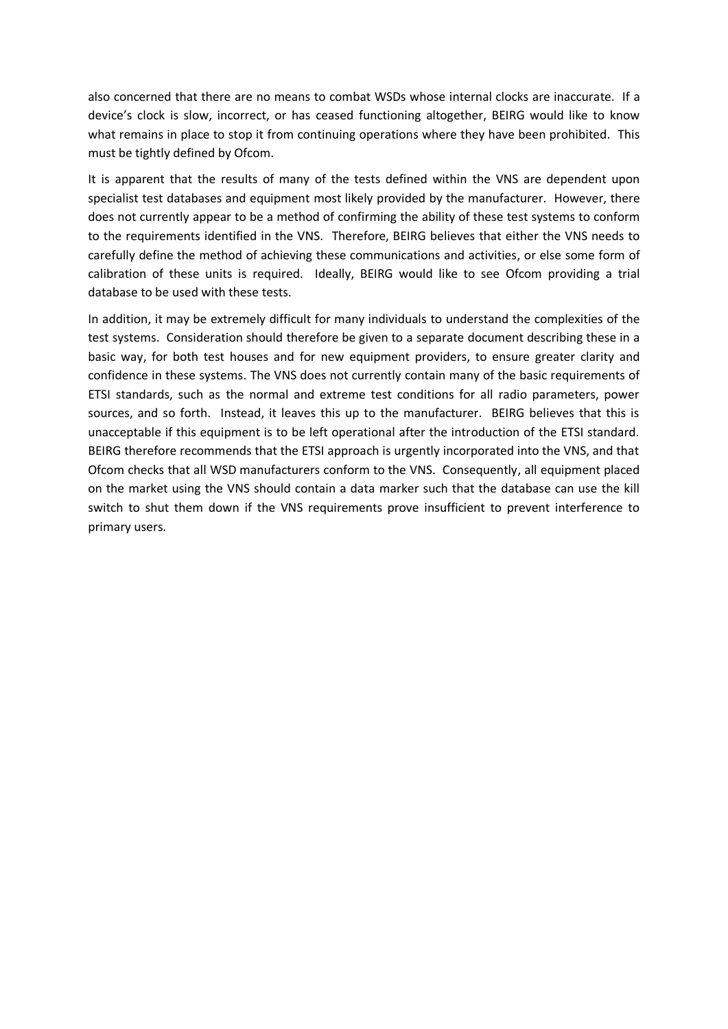also concerned that there are no means to combat WSDs whose internal clocks are inaccurate. If a device's clock is slow, incorrect, or has ceased functioning altogether, BEIRG would like to know what remains in place to stop it from continuing operations where they have been prohibited. This must be tightly defined by Ofcom.

It is apparent that the results of many of the tests defined within the VNS are dependent upon specialist test databases and equipment most likely provided by the manufacturer. However, there does not currently appear to be a method of confirming the ability of these test systems to conform to the requirements identified in the VNS. Therefore, BEIRG believes that either the VNS needs to carefully define the method of achieving these communications and activities, or else some form of calibration of these units is required. Ideally, BEIRG would like to see Ofcom providing a trial database to be used with these tests.

In addition, it may be extremely difficult for many individuals to understand the complexities of the test systems. Consideration should therefore be given to a separate document describing these in a basic way, for both test houses and for new equipment providers, to ensure greater clarity and confidence in these systems. The VNS does not currently contain many of the basic requirements of ETSI standards, such as the normal and extreme test conditions for all radio parameters, power sources, and so forth. Instead, it leaves this up to the manufacturer. BEIRG believes that this is unacceptable if this equipment is to be left operational after the introduction of the ETSI standard. BEIRG therefore recommends that the ETSI approach is urgently incorporated into the VNS, and that Ofcom checks that all WSD manufacturers conform to the VNS. Consequently, all equipment placed on the market using the VNS should contain a data marker such that the database can use the kill switch to shut them down if the VNS requirements prove insufficient to prevent interference to primary users.